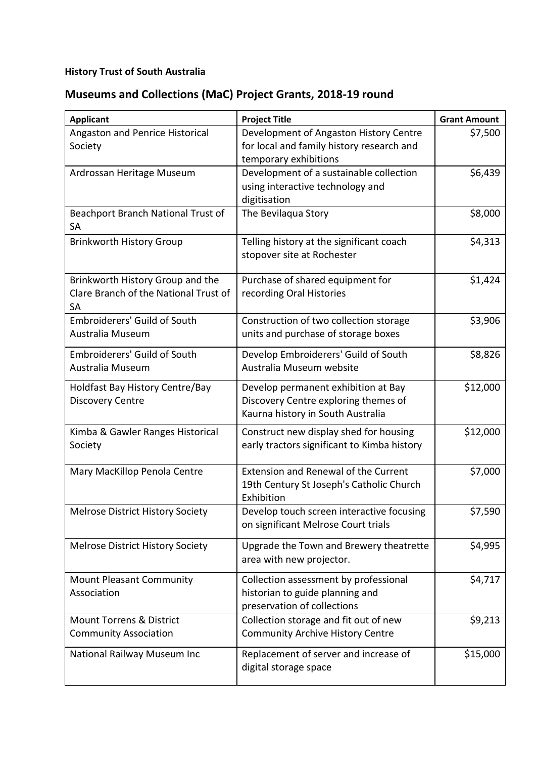**History Trust of South Australia**

## Museums and Collections (MaC) Project Grants, 2018-19 round

| Applicant | Project Title | Grant Amount |
|---|---|---|
| Angaston and Penrice Historical Society | Development of Angaston History Centre for local and family history research and temporary exhibitions | $7,500 |
| Ardrossan Heritage Museum | Development of a sustainable collection using interactive technology and digitisation | $6,439 |
| Beachport Branch National Trust of SA | The Bevilaqua Story | $8,000 |
| Brinkworth History Group | Telling history at the significant coach stopover site at Rochester | $4,313 |
| Brinkworth History Group and the Clare Branch of the National Trust of SA | Purchase of shared equipment for recording Oral Histories | $1,424 |
| Embroiderers' Guild of South Australia Museum | Construction of two collection storage units and purchase of storage boxes | $3,906 |
| Embroiderers' Guild of South Australia Museum | Develop Embroiderers' Guild of South Australia Museum website | $8,826 |
| Holdfast Bay History Centre/Bay Discovery Centre | Develop permanent exhibition at Bay Discovery Centre exploring themes of Kaurna history in South Australia | $12,000 |
| Kimba & Gawler Ranges Historical Society | Construct new display shed for housing early tractors significant to Kimba history | $12,000 |
| Mary MacKillop Penola Centre | Extension and Renewal of the Current 19th Century St Joseph's Catholic Church Exhibition | $7,000 |
| Melrose District History Society | Develop touch screen interactive focusing on significant Melrose Court trials | $7,590 |
| Melrose District History Society | Upgrade the Town and Brewery theatrette area with new projector. | $4,995 |
| Mount Pleasant Community Association | Collection assessment by professional historian to guide planning and preservation of collections | $4,717 |
| Mount Torrens & District Community Association | Collection storage and fit out of new Community Archive History Centre | $9,213 |
| National Railway Museum Inc | Replacement of server and increase of digital storage space | $15,000 |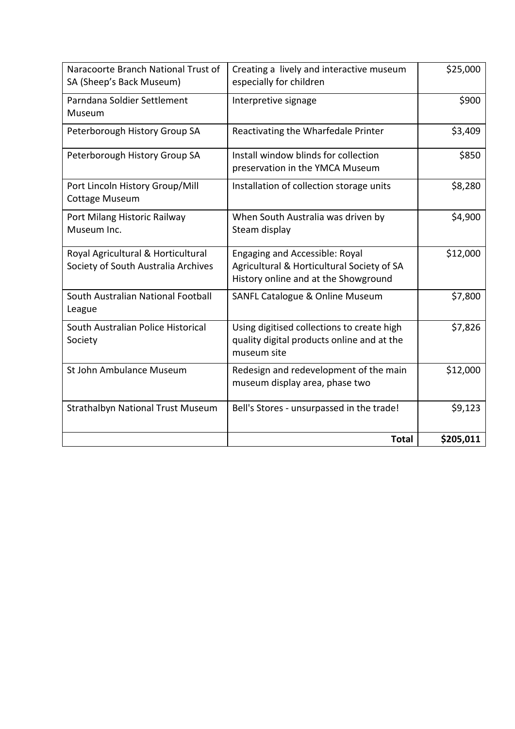| | | |
|---|---|---|
| Naracoorte Branch National Trust of SA (Sheep's Back Museum) | Creating a lively and interactive museum especially for children | $25,000 |
| Parndana Soldier Settlement Museum | Interpretive signage | $900 |
| Peterborough History Group SA | Reactivating the Wharfedale Printer | $3,409 |
| Peterborough History Group SA | Install window blinds for collection preservation in the YMCA Museum | $850 |
| Port Lincoln History Group/Mill Cottage Museum | Installation of collection storage units | $8,280 |
| Port Milang Historic Railway Museum Inc. | When South Australia was driven by Steam display | $4,900 |
| Royal Agricultural & Horticultural Society of South Australia Archives | Engaging and Accessible: Royal Agricultural & Horticultural Society of SA History online and at the Showground | $12,000 |
| South Australian National Football League | SANFL Catalogue & Online Museum | $7,800 |
| South Australian Police Historical Society | Using digitised collections to create high quality digital products online and at the museum site | $7,826 |
| St John Ambulance Museum | Redesign and redevelopment of the main museum display area, phase two | $12,000 |
| Strathalbyn National Trust Museum | Bell's Stores - unsurpassed in the trade! | $9,123 |
| | **Total** | **$205,011** |